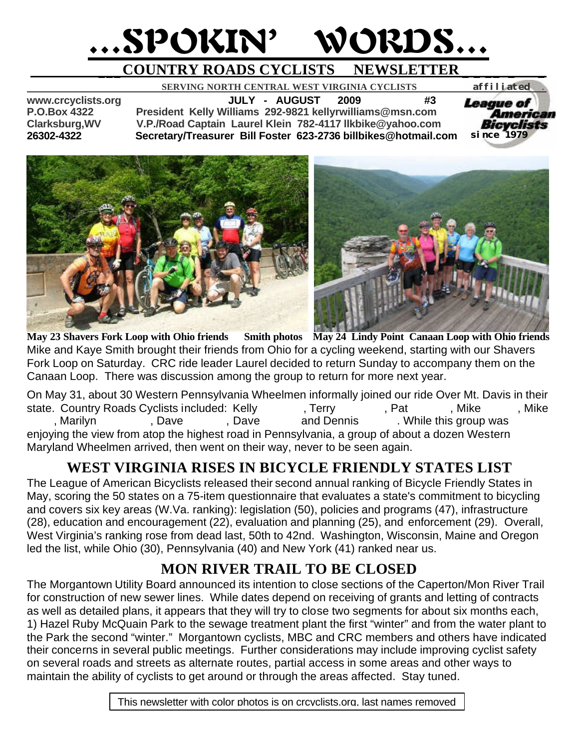# ...SPOKIN' WORDS...

## COUNTRY ROADS CYCLISTS NEWSLETTER

**SERVING NORTH CENTRAL WEST VIRGINIA CYCLISTS** affiliated

**www.crcyclists.org** **JULY - AUGUST 2009 #3**
**P.O.Box 4322** **President Kelly Williams 292-9821 kellyrwilliams@msn.com**
**Clarksburg,WV** **V.P./Road Captain Laurel Klein 782-4117 llkbike@yahoo.com**
**26302-4322** **Secretary/Treasurer Bill Foster 623-2736 billbikes@hotmail.com**

League of American Bicyclists since 1979

**May 23 Shavers Fork Loop with Ohio friends Smith photos May 24 Lindy Point Canaan Loop with Ohio friends**

Mike and Kaye Smith brought their friends from Ohio for a cycling weekend, starting with our Shavers Fork Loop on Saturday. CRC ride leader Laurel decided to return Sunday to accompany them on the Canaan Loop. There was discussion among the group to return for more next year.

On May 31, about 30 Western Pennsylvania Wheelmen informally joined our ride Over Mt. Davis in their state. Country Roads Cyclists included: Kelly , Terry , Pat , Mike , Mike , Marilyn , Dave , Dave and Dennis . While this group was enjoying the view from atop the highest road in Pennsylvania, a group of about a dozen Western Maryland Wheelmen arrived, then went on their way, never to be seen again.

## WEST VIRGINIA RISES IN BICYCLE FRIENDLY STATES LIST

The League of American Bicyclists released their second annual ranking of Bicycle Friendly States in May, scoring the 50 states on a 75-item questionnaire that evaluates a state's commitment to bicycling and covers six key areas (W.Va. ranking): legislation (50), policies and programs (47), infrastructure (28), education and encouragement (22), evaluation and planning (25), and enforcement (29). Overall, West Virginia's ranking rose from dead last, 50th to 42nd. Washington, Wisconsin, Maine and Oregon led the list, while Ohio (30), Pennsylvania (40) and New York (41) ranked near us.

## MON RIVER TRAIL TO BE CLOSED

The Morgantown Utility Board announced its intention to close sections of the Caperton/Mon River Trail for construction of new sewer lines. While dates depend on receiving of grants and letting of contracts as well as detailed plans, it appears that they will try to close two segments for about six months each, 1) Hazel Ruby McQuain Park to the sewage treatment plant the first "winter" and from the water plant to the Park the second "winter." Morgantown cyclists, MBC and CRC members and others have indicated their concerns in several public meetings. Further considerations may include improving cyclist safety on several roads and streets as alternate routes, partial access in some areas and other ways to maintain the ability of cyclists to get around or through the areas affected. Stay tuned.

This newsletter with color photos is on crcyclists.org, last names removed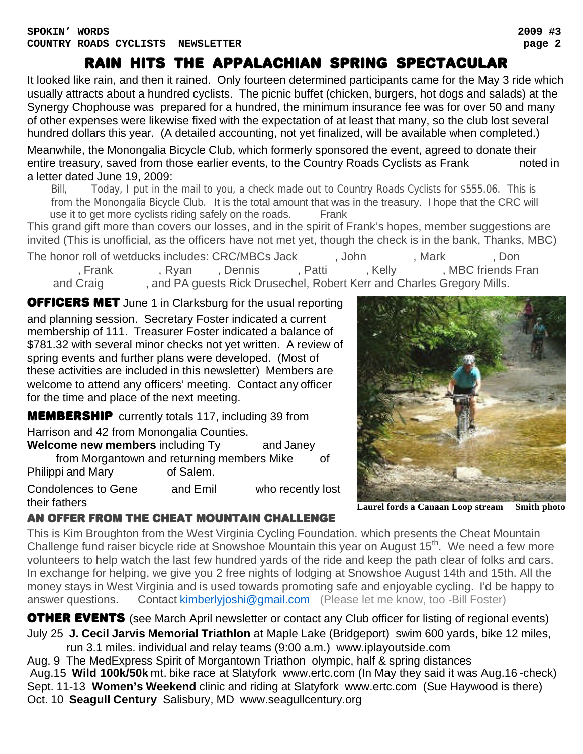# RAIN HITS THE APPALACHIAN SPRING SPECTACULAR

It looked like rain, and then it rained. Only fourteen determined participants came for the May 3 ride which usually attracts about a hundred cyclists. The picnic buffet (chicken, burgers, hot dogs and salads) at the Synergy Chophouse was prepared for a hundred, the minimum insurance fee was for over 50 and many of other expenses were likewise fixed with the expectation of at least that many, so the club lost several hundred dollars this year. (A detailed accounting, not yet finalized, will be available when completed.)

Meanwhile, the Monongalia Bicycle Club, which formerly sponsored the event, agreed to donate their entire treasury, saved from those earlier events, to the Country Roads Cyclists as Frank noted in a letter dated June 19, 2009:

> Bill, Today, I put in the mail to you, a check made out to Country Roads Cyclists for $555.06. This is from the Monongalia Bicycle Club. It is the total amount that was in the treasury. I hope that the CRC will use it to get more cyclists riding safely on the roads. Frank

This grand gift more than covers our losses, and in the spirit of Frank's hopes, member suggestions are invited (This is unofficial, as the officers have not met yet, though the check is in the bank, Thanks, MBC)

The honor roll of wetducks includes: CRC/MBCs Jack , John , Mark , Don , Frank , Ryan , Dennis , Patti , Kelly , MBC friends Fran and Craig , and PA guests Rick Drusechel, Robert Kerr and Charles Gregory Mills.

**OFFICERS MET** June 1 in Clarksburg for the usual reporting and planning session. Secretary Foster indicated a current membership of 111. Treasurer Foster indicated a balance of $781.32 with several minor checks not yet written. A review of spring events and further plans were developed. (Most of these activities are included in this newsletter) Members are welcome to attend any officers' meeting. Contact any officer for the time and place of the next meeting.

**MEMBERSHIP** currently totals 117, including 39 from Harrison and 42 from Monongalia Counties.

**Welcome new members** including Ty and Janey from Morgantown and returning members Mike of Philippi and Mary of Salem.

Condolences to Gene and Emil who recently lost their fathers

**Laurel fords a Canaan Loop stream Smith photo**

## AN OFFER FROM THE CHEAT MOUNTAIN CHALLENGE

This is Kim Broughton from the West Virginia Cycling Foundation. which presents the Cheat Mountain Challenge fund raiser bicycle ride at Snowshoe Mountain this year on August 15th. We need a few more volunteers to help watch the last few hundred yards of the ride and keep the path clear of folks and cars. In exchange for helping, we give you 2 free nights of lodging at Snowshoe August 14th and 15th. All the money stays in West Virginia and is used towards promoting safe and enjoyable cycling. I'd be happy to answer questions. Contact kimberlyjoshi@gmail.com (Please let me know, too -Bill Foster)

**OTHER EVENTS** (see March April newsletter or contact any Club officer for listing of regional events)

July 25 **J. Cecil Jarvis Memorial Triathlon** at Maple Lake (Bridgeport) swim 600 yards, bike 12 miles, run 3.1 miles. individual and relay teams (9:00 a.m.) www.iplayoutside.com

Aug. 9 The MedExpress Spirit of Morgantown Triathon olympic, half & spring distances

Aug.15 **Wild 100k/50k** mt. bike race at Slatyfork www.ertc.com (In May they said it was Aug.16 -check)

Sept. 11-13 **Women's Weekend** clinic and riding at Slatyfork www.ertc.com (Sue Haywood is there)

Oct. 10 **Seagull Century** Salisbury, MD www.seagullcentury.org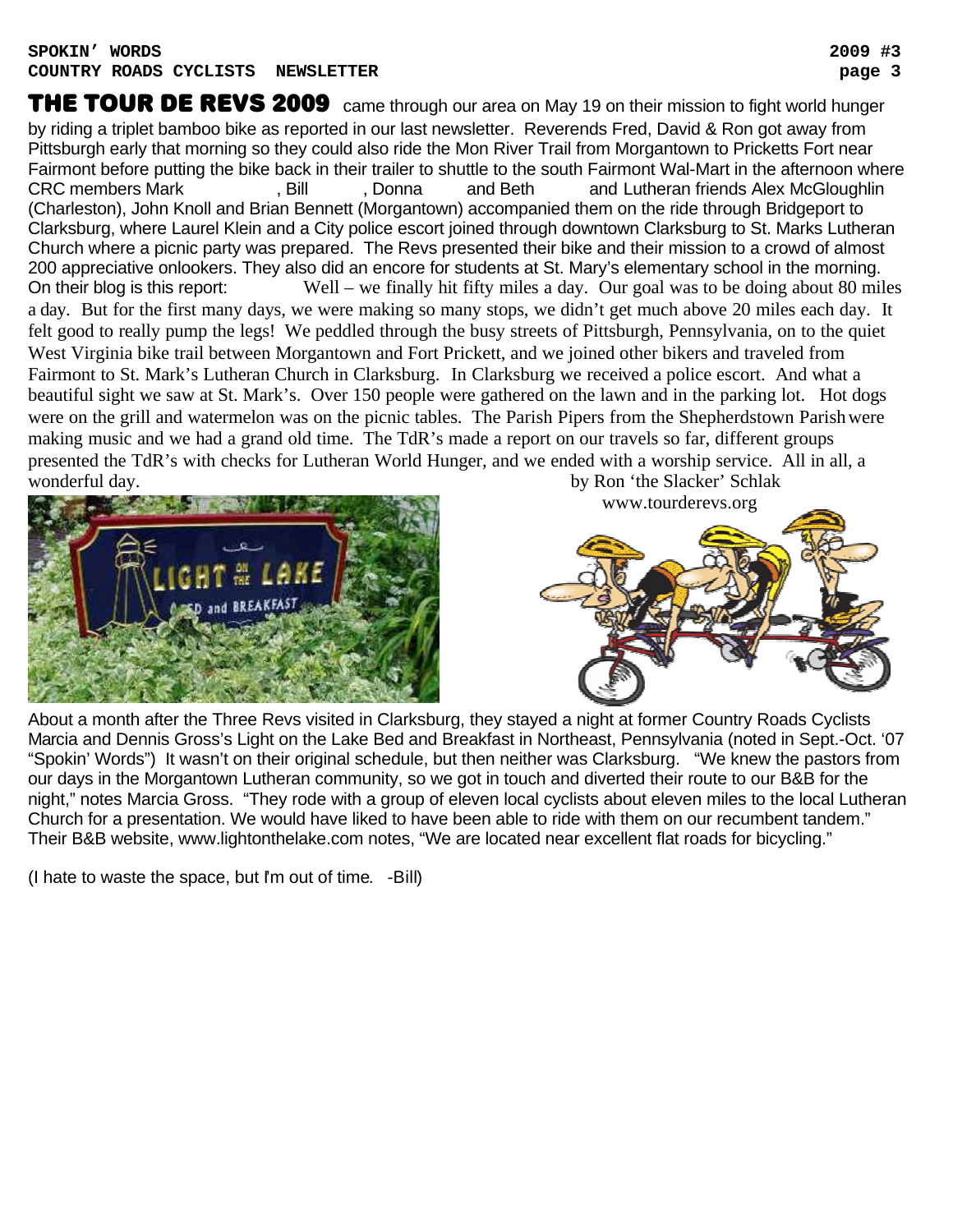**THE TOUR DE REVS 2009** came through our area on May 19 on their mission to fight world hunger by riding a triplet bamboo bike as reported in our last newsletter. Reverends Fred, David & Ron got away from Pittsburgh early that morning so they could also ride the Mon River Trail from Morgantown to Pricketts Fort near Fairmont before putting the bike back in their trailer to shuttle to the south Fairmont Wal-Mart in the afternoon where CRC members Mark , Bill , Donna and Beth and Lutheran friends Alex McGloughlin (Charleston), John Knoll and Brian Bennett (Morgantown) accompanied them on the ride through Bridgeport to Clarksburg, where Laurel Klein and a City police escort joined through downtown Clarksburg to St. Marks Lutheran Church where a picnic party was prepared. The Revs presented their bike and their mission to a crowd of almost 200 appreciative onlookers. They also did an encore for students at St. Mary's elementary school in the morning. On their blog is this report: Well – we finally hit fifty miles a day. Our goal was to be doing about 80 miles a day. But for the first many days, we were making so many stops, we didn't get much above 20 miles each day. It felt good to really pump the legs! We peddled through the busy streets of Pittsburgh, Pennsylvania, on to the quiet West Virginia bike trail between Morgantown and Fort Prickett, and we joined other bikers and traveled from Fairmont to St. Mark's Lutheran Church in Clarksburg. In Clarksburg we received a police escort. And what a beautiful sight we saw at St. Mark's. Over 150 people were gathered on the lawn and in the parking lot. Hot dogs were on the grill and watermelon was on the picnic tables. The Parish Pipers from the Shepherdstown Parish were making music and we had a grand old time. The TdR's made a report on our travels so far, different groups presented the TdR's with checks for Lutheran World Hunger, and we ended with a worship service. All in all, a wonderful day. by Ron 'the Slacker' Schlak

www.tourderevs.org

About a month after the Three Revs visited in Clarksburg, they stayed a night at former Country Roads Cyclists Marcia and Dennis Gross's Light on the Lake Bed and Breakfast in Northeast, Pennsylvania (noted in Sept.-Oct. '07 "Spokin' Words") It wasn't on their original schedule, but then neither was Clarksburg. "We knew the pastors from our days in the Morgantown Lutheran community, so we got in touch and diverted their route to our B&B for the night," notes Marcia Gross. "They rode with a group of eleven local cyclists about eleven miles to the local Lutheran Church for a presentation. We would have liked to have been able to ride with them on our recumbent tandem." Their B&B website, www.lightonthelake.com notes, "We are located near excellent flat roads for bicycling."

(I hate to waste the space, but I'm out of time. -Bill)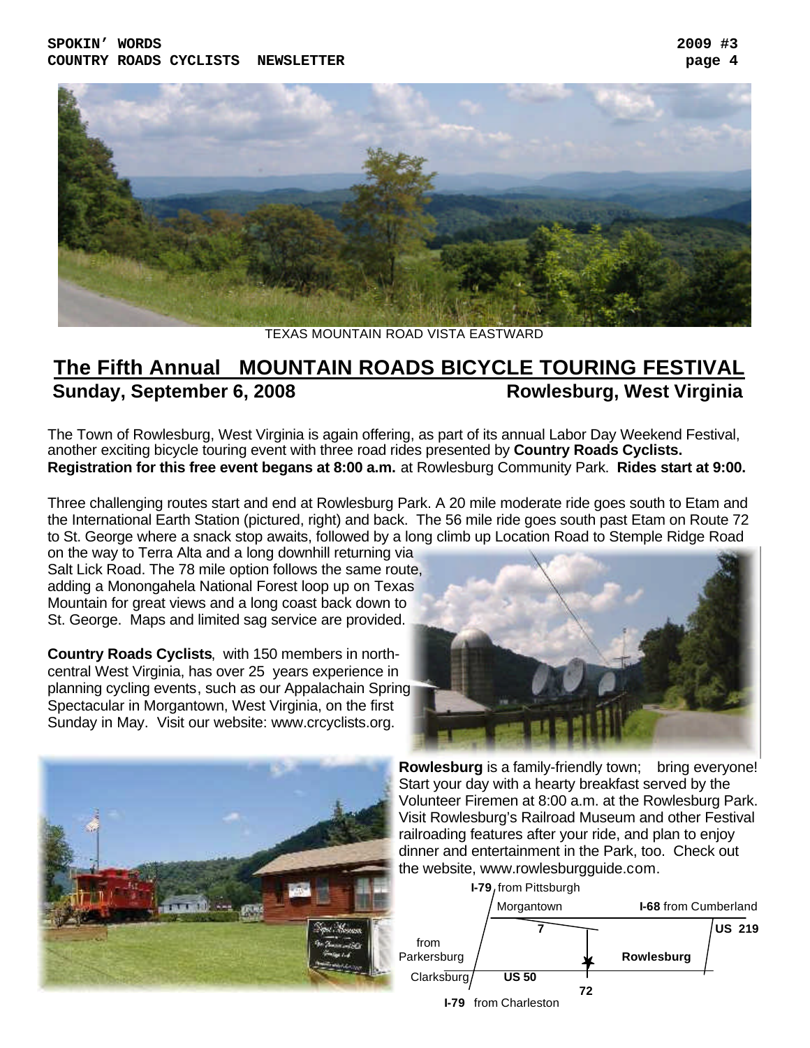TEXAS MOUNTAIN ROAD VISTA EASTWARD

# The Fifth Annual MOUNTAIN ROADS BICYCLE TOURING FESTIVAL

## Sunday, September 6, 2008 — Rowlesburg, West Virginia

The Town of Rowlesburg, West Virginia is again offering, as part of its annual Labor Day Weekend Festival, another exciting bicycle touring event with three road rides presented by **Country Roads Cyclists.** **Registration for this free event begans at 8:00 a.m.** at Rowlesburg Community Park. **Rides start at 9:00.**

Three challenging routes start and end at Rowlesburg Park. A 20 mile moderate ride goes south to Etam and the International Earth Station (pictured, right) and back. The 56 mile ride goes south past Etam on Route 72 to St. George where a snack stop awaits, followed by a long climb up Location Road to Stemple Ridge Road on the way to Terra Alta and a long downhill returning via Salt Lick Road. The 78 mile option follows the same route, adding a Monongahela National Forest loop up on Texas Mountain for great views and a long coast back down to St. George. Maps and limited sag service are provided.

**Country Roads Cyclists**, with 150 members in north-central West Virginia, has over 25 years experience in planning cycling events, such as our Appalachain Spring Spectacular in Morgantown, West Virginia, on the first Sunday in May. Visit our website: www.crcyclists.org.

**Rowlesburg** is a family-friendly town; bring everyone! Start your day with a hearty breakfast served by the Volunteer Firemen at 8:00 a.m. at the Rowlesburg Park. Visit Rowlesburg's Railroad Museum and other Festival railroading features after your ride, and plan to enjoy dinner and entertainment in the Park, too. Check out the website, www.rowlesburgguide.com.

**I-79** from Pittsburgh
Morgantown
**I-68** from Cumberland
**7**
**US 219**
from Parkersburg
Rowlesburg
Clarksburg
**US 50**
**72**
**I-79** from Charleston